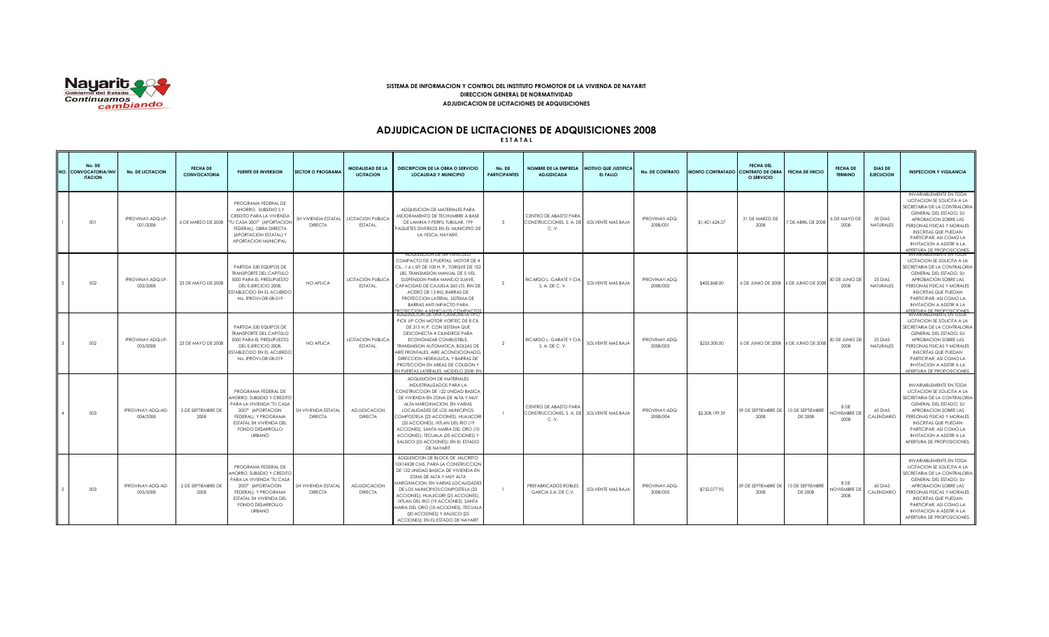**SISTEMA DE INFORMACION Y CONTROL DEL INSTITUTO PROMOTOR DE LA VIVIENDA DE NAYARIT**
**DIRECCION GENERAL DE NORMATIVIDAD**
**ADJUDICACION DE LICITACIONES DE ADQUISICIONES**

# ADJUDICACION DE LICITACIONES DE ADQUISICIONES 2008

**ESTATAL**

| NO. | No. DE CONVOCATORIA/INVITACION | No. DE LICITACION | FECHA DE CONVOCATORIA | FUENTE DE INVERSION | SECTOR O PROGRAMA | MODALIDAD DE LA LICITACION | DESCRIPCION DE LA OBRA O SERVICIO LOCALIDAD Y MUNICIPIO | No. DE PARTICIPANTES | NOMBRE DE LA EMPRESA ADJUDICADA | MOTIVO QUE JUSTIFICA EL FALLO | No. DE CONTRATO | MONTO CONTRATADO | FECHA DEL CONTRATO DE OBRA O SERVICIO | FECHA DE INICIO | FECHA DE TERMINO | DIAS DE EJECUCION | INSPECCION Y VIGILANCIA |
|---|---|---|---|---|---|---|---|---|---|---|---|---|---|---|---|---|---|
| 1 | 001 | IPROVINAY-ADQ-LP-001/2008 | 6 DE MARZO DE 2008 | PROGRAMA FEDERAL DE AHORRO, SUBSIDIO S Y CREDITO PARA LA VIVIENDA "TU CASA 2007" (APORTACION FEDERAL), OBRA DIRECTA (APORTACION ESTATAL) Y APORTACION MUNICIPAL. | SH VIVIENDA ESTATAL DIRECTA | LICITACION PUBLICA ESTATAL. | ADQUISICION DE MATERIALES PARA MEJORAMIENTO DE TECHUMBRE A BASE DE LAMINA Y PERFIL TUBULAR, 199 PAQUETES DIVERSOS EN EL MUNICIPIO DE LA YESCA; NAYARIT. | 3 | CENTRO DE ABASTO PARA CONSTRUCCIONES, S. A. DE C. V. | SOLVENTE MAS BAJA | IPROVINAY-ADQ-2008/001 | $1,421,624.37 | 31 DE MARZO DE 2008 | 7 DE ABRIL DE 2008 | 6 DE MAYO DE 2008 | 30 DIAS NATURALES | INVARIABLEMENTE EN TODA LICITACION SE SOLICITA A LA SECRETARIA DE LA CONTRALORIA GENERAL DEL ESTADO, SU APROBACION SOBRE LAS PERSONAS FISICAS Y MORALES INSCRITAS QUE PUEDAN PARTICIPAR, ASI COMO LA INVITACION A ASISTIR A LA APERTURA DE PROPOSICIONES. |
| 2 | 002 | IPROVINAY-ADQ-LP-002/2008 | 23 DE MAYO DE 2008 | PARTIDA 530 EQUIPOS DE TRANSPORTE DEL CAPITULO 5000 PARA EL PRESUPUESTO DEL EJERCICIO 2008, ESTABLECIDO EN EL ACUERDO No. IPROVI-OR-08-019 | NO APLICA | LICITACION PUBLICA ESTATAL. | ADQUISICION DE UN VEHICULO COMPACTO DE 5 PUERTAS, MOTOR DE 4 CIL., 1.6 L SFI DE 100 H. P., TORQUE DE 102 LBS, TRANSMISION MANUAL DE 5 VEL. SUSPENSION PARA MANEJO SUAVE, CAPACIDAD DE CAJUELA 260 LTS, RIN DE ACERO DE 13 INS, BARRAS DE PROTECCION LATERAL, SISTEMA DE BARRAS ANTI IMPACTO PARA PROTECCION; 4 VEHICULOS COMPACTOS | 2 | RICARDO L. GARATE Y CIA, S. A. DE C. V. | SOLVENTE MAS BAJA | IPROVINAY-ADQ-2008/002 | $402,868.00 | 6 DE JUNIO DE 2008 | 6 DE JUNIO DE 2008 | 30 DE JUNIO DE 2008 | 25 DIAS NATURALES | INVARIABLEMENTE EN TODA LICITACION SE SOLICITA A LA SECRETARIA DE LA CONTRALORIA GENERAL DEL ESTADO, SU APROBACION SOBRE LAS PERSONAS FISICAS Y MORALES INSCRITAS QUE PUEDAN PARTICIPAR, ASI COMO LA INVITACION A ASISTIR A LA APERTURA DE PROPOSICIONES. |
| 3 | 002 | IPROVINAY-ADQ-LP-003/2008 | 23 DE MAYO DE 2008 | PARTIDA 530 EQUIPOS DE TRANSPORTE DEL CAPITULO 5000 PARA EL PRESUPUESTO DEL EJERCICIO 2008, ESTABLECIDO EN EL ACUERDO No. IPROVI-OR-08-019 | NO APLICA | LICITACION PUBLICA ESTATAL. | ADQUISICION DE UNA CAMIONETA TIPO PICK UP CON MOTOR VORTEC DE 8 CIL. DE 315 H. P. CON SISTEMA QUE DESCONECTA 4 CILINDROS PARA ECONOMIZAR COMBUSTIBLE, TRANSMISION AUTOMATICA, BOLSAS DE AIRE FRONTALES, AIRE ACONDICIONADO, DIRECCION HIDRAULICA, Y BARRAS DE PROTECCION EN AREAS DE COLISION Y EN PUERTAS LATERALES, MODELO 2008; EN | 2 | RICARDO L. GARATE Y CIA, S. A. DE C. V. | SOLVENTE MAS BAJA | IPROVINAY-ADQ-2008/003 | $255,300.00 | 6 DE JUNIO DE 2008 | 6 DE JUNIO DE 2008 | 30 DE JUNIO DE 2008 | 25 DIAS NATURALES | INVARIABLEMENTE EN TODA LICITACION SE SOLICITA A LA SECRETARIA DE LA CONTRALORIA GENERAL DEL ESTADO, SU APROBACION SOBRE LAS PERSONAS FISICAS Y MORALES INSCRITAS QUE PUEDAN PARTICIPAR, ASI COMO LA INVITACION A ASISTIR A LA APERTURA DE PROPOSICIONES. |
| 4 | 003 | IPROVINAY-ADQ-AD-004/2008 | 2 DE SEPTIEMBRE DE 2008 | PROGRAMA FEDERAL DE AHORRO, SUBSIDIO Y CREDITO PARA LA VIVIENDA "TU CASA 2007" (APORTACION FEDERAL), Y PROGRAMA ESTATAL SH VIVIENDA DEL FONDO DESARROLLO URBANO | SH VIVIENDA ESTATAL DIRECTA | ADJUDICACION DIRECTA | ADQUISICION DE MATERIALES INDUSTRIALIZADOS PARA LA CONSTRUCCION DE 122 UNIDAD BASICA DE VIVIENDA EN ZONA DE ALTA Y MUY ALTA MARGINACION, EN VARIAS LOCALIDADES DE LOS MUNICIPIOS: COMPOSTELA (23 ACCIONES), HUAJICORI (25 ACCIONES), IXTLAN DEL RIO (19 ACCIONES), SANTA MARIA DEL ORO (10 ACCIONES), TECUALA (20 ACCIONES) Y XALISCO (25 ACCIONES); EN EL ESTADO DE NAYARIT | 1 | CENTRO DE ABASTO PARA CONSTRUCCIONES, S. A. DE C. V. | SOLVENTE MAS BAJA | IPROVINAY-ADQ-2008/004 | $2,308,199.39 | 09 DE SEPTIEMBRE DE 2008 | 10 DE SEPTIEMBRE DE 2008 | 8 DE NOVIEMBRE DE 2008 | 60 DIAS CALENDARIO | INVARIABLEMENTE EN TODA LICITACION SE SOLICITA A LA SECRETARIA DE LA CONTRALORIA GENERAL DEL ESTADO, SU APROBACION SOBRE LAS PERSONAS FISICAS Y MORALES INSCRITAS QUE PUEDAN PARTICIPAR, ASI COMO LA INVITACION A ASISTIR A LA APERTURA DE PROPOSICIONES. |
| 5 | 003 | IPROVINAY-ADQ-AD-005/2008 | 2 DE SEPTIEMBRE DE 2008 | PROGRAMA FEDERAL DE AHORRO, SUBSIDIO Y CREDITO PARA LA VIVIENDA "TU CASA 2007" (APORTACION FEDERAL), Y PROGRAMA ESTATAL SH VIVIENDA DEL FONDO DESARROLLO URBANO | SH VIVIENDA ESTATAL DIRECTA | ADJUDICACION DIRECTA | ADQUISICION DE BLOCK DE JALCRETO 10X14X28 CMS, PARA LA CONSTRUCCION DE 122 UNIDAD BASICA DE VIVIENDA EN ZONA DE ALTA Y MUY ALTA MARGINACION, EN VARIAS LOCALIDADES DE LOS MUNICIPIOS:COMPOSTELA (23 ACCIONES), HUAJICORI (25 ACCIONES), IXTLAN DEL RIO (19 ACCIONES), SANTA MARIA DEL ORO (10 ACCIONES), TECUALA (20 ACCIONES) Y XALISCO (25 ACCIONES); EN EL ESTADO DE NAYARIT | 1 | PREFABRICADOS ROBLES GARCIA S.A. DE C.V. | SOLVENTE MAS BAJA | IPROVINAY-ADQ-2008/005 | $752,077.92 | 09 DE SEPTIEMBRE DE 2008 | 10 DE SEPTIEMBRE DE 2008 | 8 DE NOVIEMBRE DE 2008 | 60 DIAS CALENDARIO | INVARIABLEMENTE EN TODA LICITACION SE SOLICITA A LA SECRETARIA DE LA CONTRALORIA GENERAL DEL ESTADO, SU APROBACION SOBRE LAS PERSONAS FISICAS Y MORALES INSCRITAS QUE PUEDAN PARTICIPAR, ASI COMO LA INVITACION A ASISTIR A LA APERTURA DE PROPOSICIONES. |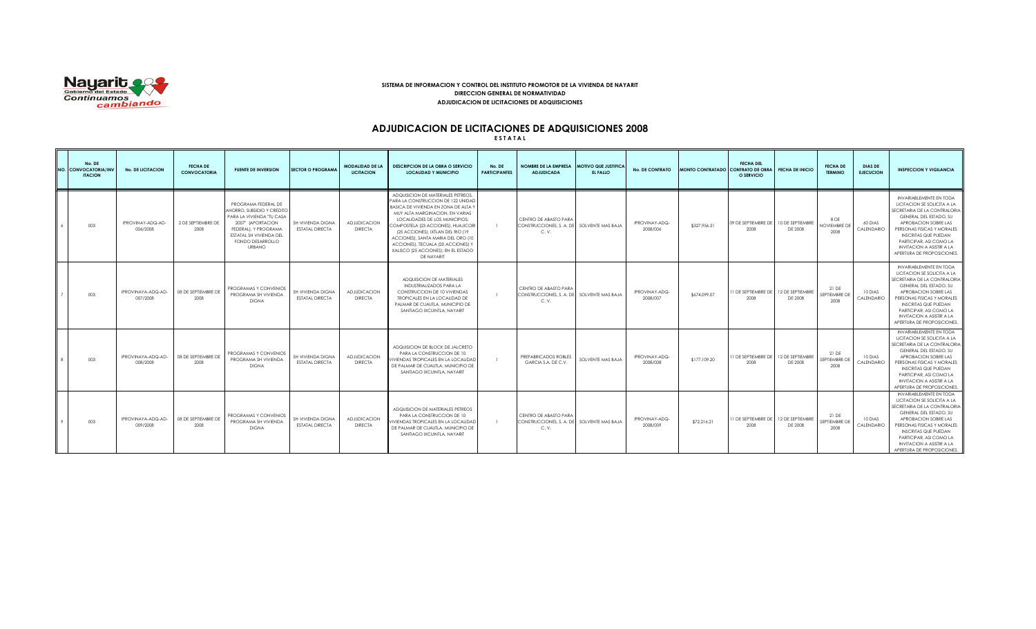**SISTEMA DE INFORMACION Y CONTROL DEL INSTITUTO PROMOTOR DE LA VIVIENDA DE NAYARIT**
**DIRECCION GENERAL DE NORMATIVIDAD**
**ADJUDICACION DE LICITACIONES DE ADQUISICIONES**

# ADJUDICACION DE LICITACIONES DE ADQUISICIONES 2008

**E S T A T A L**

| NO. | No. DE CONVOCATORIA/INVITACION | No. DE LICITACION | FECHA DE CONVOCATORIA | FUENTE DE INVERSION | SECTOR O PROGRAMA | MODALIDAD DE LA LICITACION | DESCRIPCION DE LA OBRA O SERVICIO LOCALIDAD Y MUNICIPIO | No. DE PARTICIPANTES | NOMBRE DE LA EMPRESA ADJUDICADA | MOTIVO QUE JUSTIFICA EL FALLO | No. DE CONTRATO | MONTO CONTRATADO | FECHA DEL CONTRATO DE OBRA O SERVICIO | FECHA DE INICIO | FECHA DE TERMINO | DIAS DE EJECUCION | INSPECCION Y VIGILANCIA |
|---|---|---|---|---|---|---|---|---|---|---|---|---|---|---|---|---|---|
| 6 | 003 | IPROVINAY-ADQ-AD-006/2008 | 2 DE SEPTIEMBRE DE 2008 | PROGRAMA FEDERAL DE AHORRO, SUBSIDIO Y CREDITO PARA LA VIVIENDA "TU CASA 2007" (APORTACION FEDERAL), Y PROGRAMA ESTATAL SH VIVIENDA DEL FONDO DESARROLLO URBANO | SH VIVIENDA DIGNA ESTATAL DIRECTA | ADJUDICACION DIRECTA | ADQUISICION DE MATERIALES PETREOS, PARA LA CONSTRUCCION DE 122 UNIDAD BASICA DE VIVIENDA EN ZONA DE ALTA Y MUY ALTA MARGINACION, EN VARIAS LOCALIDADES DE LOS MUNICIPIOS: COMPOSTELA (23 ACCIONES), HUAJICORI (25 ACCIONES), IXTLAN DEL RIO (19 ACCIONES), SANTA MARIA DEL ORO (10 ACCIONES), TECUALA (20 ACCIONES) Y XALISCO (25 ACCIONES); EN EL ESTADO DE NAYARIT | 1 | CENTRO DE ABASTO PARA CONSTRUCCIONES, S. A. DE C. V. | SOLVENTE MAS BAJA | IPROVINAY-ADQ-2008/006 | $327,956.31 | 09 DE SEPTIEMBRE DE 2008 | 10 DE SEPTIEMBRE DE 2008 | 8 DE NOVIEMBRE DE 2008 | 60 DIAS CALENDARIO | INVARIABLEMENTE EN TODA LICITACION SE SOLICITA A LA SECRETARIA DE LA CONTRALORIA GENERAL DEL ESTADO, SU APROBACION SOBRE LAS PERSONAS FISICAS Y MORALES INSCRITAS QUE PUEDAN PARTICIPAR, ASI COMO LA INVITACION A ASISTIR A LA APERTURA DE PROPOSICIONES. |
| 7 | 003 | IPROVINAYA-ADQ-AD-007/2008 | 08 DE SEPTIEMBRE DE 2008 | PROGRAMAS Y CONVENIOS PROGRAMA SH VIVIENDA DIGNA | SH VIVIENDA DIGNA ESTATAL DIRECTA | ADJUDICACION DIRECTA | ADQUISICION DE MATERIALES INDUSTRIALIZADOS PARA LA CONSTRUCCION DE 10 VIVIENDAS TROPICALES EN LA LOCALIDAD DE PALMAR DE CUAUTLA, MUNICIPIO DE SANTIAGO IXCUINTLA, NAYARIT | 1 | CENTRO DE ABASTO PARA CONSTRUCCIONES, S. A. DE C. V. | SOLVENTE MAS BAJA | IPROVINAY-ADQ-2008/007 | $674,099.07 | 11 DE SEPTIEMBRE DE 2008 | 12 DE SEPTIEMBRE DE 2008 | 21 DE SEPTIEMBRE DE 2008 | 10 DIAS CALENDARIO | INVARIABLEMENTE EN TODA LICITACION SE SOLICITA A LA SECRETARIA DE LA CONTRALORIA GENERAL DEL ESTADO, SU APROBACION SOBRE LAS PERSONAS FISICAS Y MORALES INSCRITAS QUE PUEDAN PARTICIPAR, ASI COMO LA INVITACION A ASISTIR A LA APERTURA DE PROPOSICIONES. |
| 8 | 003 | IPROVINAYA-ADQ-AD-008/2008 | 08 DE SEPTIEMBRE DE 2008 | PROGRAMAS Y CONVENIOS PROGRAMA SH VIVIENDA DIGNA | SH VIVIENDA DIGNA ESTATAL DIRECTA | ADJUDICACION DIRECTA | ADQUISICION DE BLOCK DE JALCRETO PARA LA CONSTRUCCION DE 10 VIVIENDAS TROPICALES EN LA LOCALIDAD DE PALMAR DE CUAUTLA, MUNICIPIO DE SANTIAGO IXCUINTLA, NAYARIT | 1 | PREFABRICADOS ROBLES GARCIA S.A. DE C.V. | SOLVENTE MAS BAJA | IPROVINAY-ADQ-2008/008 | $177,109.20 | 11 DE SEPTIEMBRE DE 2008 | 12 DE SEPTIEMBRE DE 2008 | 21 DE SEPTIEMBRE DE 2008 | 10 DIAS CALENDARIO | INVARIABLEMENTE EN TODA LICITACION SE SOLICITA A LA SECRETARIA DE LA CONTRALORIA GENERAL DEL ESTADO, SU APROBACION SOBRE LAS PERSONAS FISICAS Y MORALES INSCRITAS QUE PUEDAN PARTICIPAR, ASI COMO LA INVITACION A ASISTIR A LA APERTURA DE PROPOSICIONES. |
| 9 | 003 | IPROVINAYA-ADQ-AD-009/2008 | 08 DE SEPTIEMBRE DE 2008 | PROGRAMAS Y CONVENIOS PROGRAMA SH VIVIENDA DIGNA | SH VIVIENDA DIGNA ESTATAL DIRECTA | ADJUDICACION DIRECTA | ADQUISICION DE MATERIALES PETREOS PARA LA CONSTRUCCION DE 10 VIVIENDAS TROPICALES EN LA LOCALIDAD DE PALMAR DE CUAUTLA, MUNICIPIO DE SANTIAGO IXCUINTLA, NAYARIT | 1 | CENTRO DE ABASTO PARA CONSTRUCCIONES, S. A. DE C. V. | SOLVENTE MAS BAJA | IPROVINAY-ADQ-2008/009 | $72,216.21 | 11 DE SEPTIEMBRE DE 2008 | 12 DE SEPTIEMBRE DE 2008 | 21 DE SEPTIEMBRE DE 2008 | 10 DIAS CALENDARIO | INVARIABLEMENTE EN TODA LICITACION SE SOLICITA A LA SECRETARIA DE LA CONTRALORIA GENERAL DEL ESTADO, SU APROBACION SOBRE LAS PERSONAS FISICAS Y MORALES INSCRITAS QUE PUEDAN PARTICIPAR, ASI COMO LA INVITACION A ASISTIR A LA APERTURA DE PROPOSICIONES. |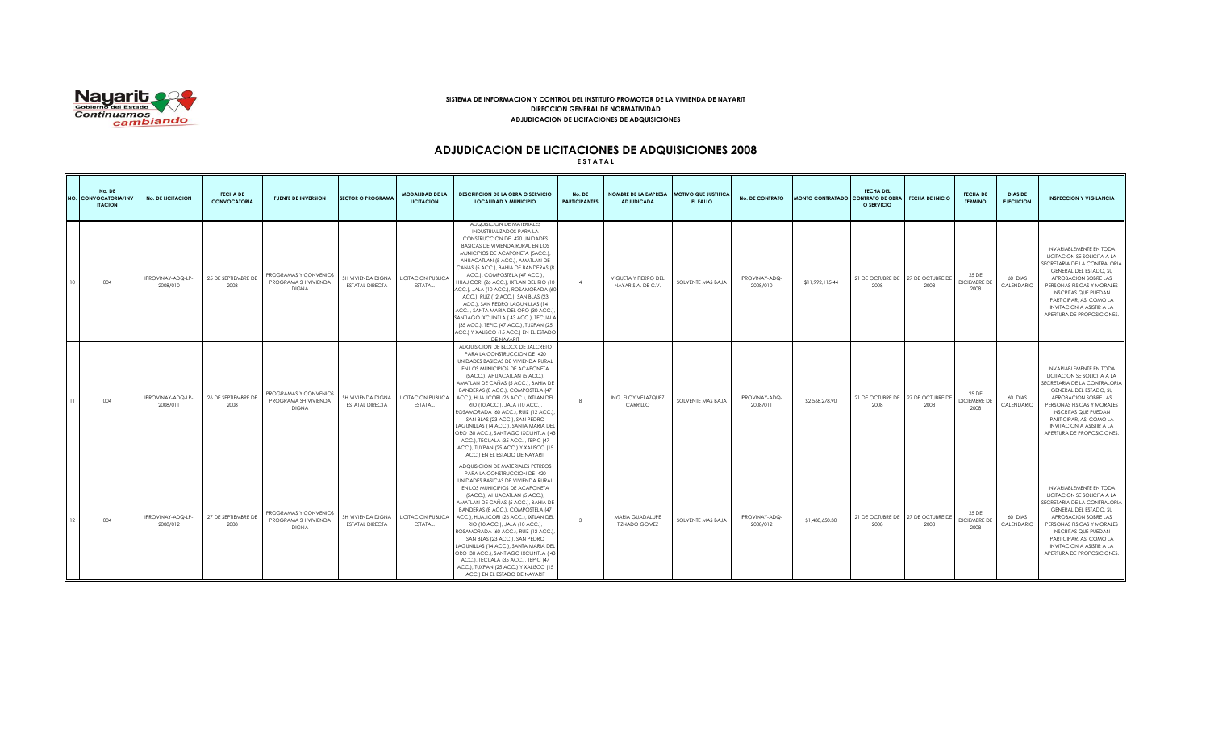**SISTEMA DE INFORMACION Y CONTROL DEL INSTITUTO PROMOTOR DE LA VIVIENDA DE NAYARIT**
**DIRECCION GENERAL DE NORMATIVIDAD**
**ADJUDICACION DE LICITACIONES DE ADQUISICIONES**

# ADJUDICACION DE LICITACIONES DE ADQUISICIONES 2008

**ESTATAL**

| NO. | No. DE CONVOCATORIA/INVITACION | No. DE LICITACION | FECHA DE CONVOCATORIA | FUENTE DE INVERSION | SECTOR O PROGRAMA | MODALIDAD DE LA LICITACION | DESCRIPCION DE LA OBRA O SERVICIO LOCALIDAD Y MUNICIPIO | No. DE PARTICIPANTES | NOMBRE DE LA EMPRESA ADJUDICADA | MOTIVO QUE JUSTIFICA EL FALLO | No. DE CONTRATO | MONTO CONTRATADO | FECHA DEL CONTRATO DE OBRA O SERVICIO | FECHA DE INICIO | FECHA DE TERMINO | DIAS DE EJECUCION | INSPECCION Y VIGILANCIA |
|---|---|---|---|---|---|---|---|---|---|---|---|---|---|---|---|---|---|
| 10 | 004 | IPROVINAY-ADQ-LP-2008/010 | 25 DE SEPTIEMBRE DE 2008 | PROGRAMAS Y CONVENIOS PROGRAMA SH VIVIENDA DIGNA | SH VIVIENDA DIGNA ESTATAL DIRECTA | LICITACION PUBLICA ESTATAL. | ADQUISICION DE MATERIALES INDUSTRIALIZADOS PARA LA CONSTRUCCION DE 420 UNIDADES BASICAS DE VIVIENDA RURAL EN LOS MUNICIPIOS DE ACAPONETA (5ACC.), AHUACATLAN (5 ACC.), AMATLAN DE CAÑAS (5 ACC.), BAHIA DE BANDERAS (8 ACC.), COMPOSTELA (47 ACC.), HUAJICORI (26 ACC.), IXTLAN DEL RIO (10 ACC.), JALA (10 ACC.), ROSAMORADA (60 ACC.), RUIZ (12 ACC.), SAN BLAS (23 ACC.), SAN PEDRO LAGUNILLAS (14 ACC.), SANTA MARIA DEL ORO (30 ACC.), SANTIAGO IXCUINTLA ( 43 ACC.), TECUALA (35 ACC.), TEPIC (47 ACC.), TUXPAN (25 ACC.) Y XALISCO (15 ACC.) EN EL ESTADO DE NAYARIT | 4 | VIGUETA Y FIERRO DEL NAYAR S.A. DE C.V. | SOLVENTE MAS BAJA | IPROVINAY-ADQ-2008/010 | $11,992,115.44 | 21 DE OCTUBRE DE 2008 | 27 DE OCTUBRE DE 2008 | 25 DE DICIEMBRE DE 2008 | 60 DIAS CALENDARIO | INVARIABLEMENTE EN TODA LICITACION SE SOLICITA A LA SECRETARIA DE LA CONTRALORIA GENERAL DEL ESTADO, SU APROBACION SOBRE LAS PERSONAS FISICAS Y MORALES INSCRITAS QUE PUEDAN PARTICIPAR, ASI COMO LA INVITACION A ASISTIR A LA APERTURA DE PROPOSICIONES. |
| 11 | 004 | IPROVINAY-ADQ-LP-2008/011 | 26 DE SEPTIEMBRE DE 2008 | PROGRAMAS Y CONVENIOS PROGRAMA SH VIVIENDA DIGNA | SH VIVIENDA DIGNA ESTATAL DIRECTA | LICITACION PUBLICA ESTATAL. | ADQUISICION DE BLOCK DE JALCRETO PARA LA CONSTRUCCION DE 420 UNIDADES BASICAS DE VIVIENDA RURAL EN LOS MUNICIPIOS DE ACAPONETA (5ACC.), AHUACATLAN (5 ACC.), AMATLAN DE CAÑAS (5 ACC.), BAHIA DE BANDERAS (8 ACC.), COMPOSTELA (47 ACC.), HUAJICORI (26 ACC.), IXTLAN DEL RIO (10 ACC.), JALA (10 ACC.), ROSAMORADA (60 ACC.), RUIZ (12 ACC.), SAN BLAS (23 ACC.), SAN PEDRO LAGUNILLAS (14 ACC.), SANTA MARIA DEL ORO (30 ACC.), SANTIAGO IXCUINTLA ( 43 ACC.), TECUALA (35 ACC.), TEPIC (47 ACC.), TUXPAN (25 ACC.) Y XALISCO (15 ACC.) EN EL ESTADO DE NAYARIT | 8 | ING. ELOY VELAZQUEZ CARRILLO | SOLVENTE MAS BAJA | IPROVINAY-ADQ-2008/011 | $2,568,278.90 | 21 DE OCTUBRE DE 2008 | 27 DE OCTUBRE DE 2008 | 25 DE DICIEMBRE DE 2008 | 60 DIAS CALENDARIO | INVARIABLEMENTE EN TODA LICITACION SE SOLICITA A LA SECRETARIA DE LA CONTRALORIA GENERAL DEL ESTADO, SU APROBACION SOBRE LAS PERSONAS FISICAS Y MORALES INSCRITAS QUE PUEDAN PARTICIPAR, ASI COMO LA INVITACION A ASISTIR A LA APERTURA DE PROPOSICIONES. |
| 12 | 004 | IPROVINAY-ADQ-LP-2008/012 | 27 DE SEPTIEMBRE DE 2008 | PROGRAMAS Y CONVENIOS PROGRAMA SH VIVIENDA DIGNA | SH VIVIENDA DIGNA ESTATAL DIRECTA | LICITACION PUBLICA ESTATAL. | ADQUISICION DE MATERIALES PETREOS PARA LA CONSTRUCCION DE 420 UNIDADES BASICAS DE VIVIENDA RURAL EN LOS MUNICIPIOS DE ACAPONETA (5ACC.), AHUACATLAN (5 ACC.), AMATLAN DE CAÑAS (5 ACC.), BAHIA DE BANDERAS (8 ACC.), COMPOSTELA (47 ACC.), HUAJICORI (26 ACC.), IXTLAN DEL RIO (10 ACC.), JALA (10 ACC.), ROSAMORADA (60 ACC.), RUIZ (12 ACC.), SAN BLAS (23 ACC.), SAN PEDRO LAGUNILLAS (14 ACC.), SANTA MARIA DEL ORO (30 ACC.), SANTIAGO IXCUINTLA ( 43 ACC.), TECUALA (35 ACC.), TEPIC (47 ACC.), TUXPAN (25 ACC.) Y XALISCO (15 ACC.) EN EL ESTADO DE NAYARIT | 3 | MARIA GUADALUPE TIZNADO GOMEZ | SOLVENTE MAS BAJA | IPROVINAY-ADQ-2008/012 | $1,480,650.30 | 21 DE OCTUBRE DE 2008 | 27 DE OCTUBRE DE 2008 | 25 DE DICIEMBRE DE 2008 | 60 DIAS CALENDARIO | INVARIABLEMENTE EN TODA LICITACION SE SOLICITA A LA SECRETARIA DE LA CONTRALORIA GENERAL DEL ESTADO, SU APROBACION SOBRE LAS PERSONAS FISICAS Y MORALES INSCRITAS QUE PUEDAN PARTICIPAR, ASI COMO LA INVITACION A ASISTIR A LA APERTURA DE PROPOSICIONES. |